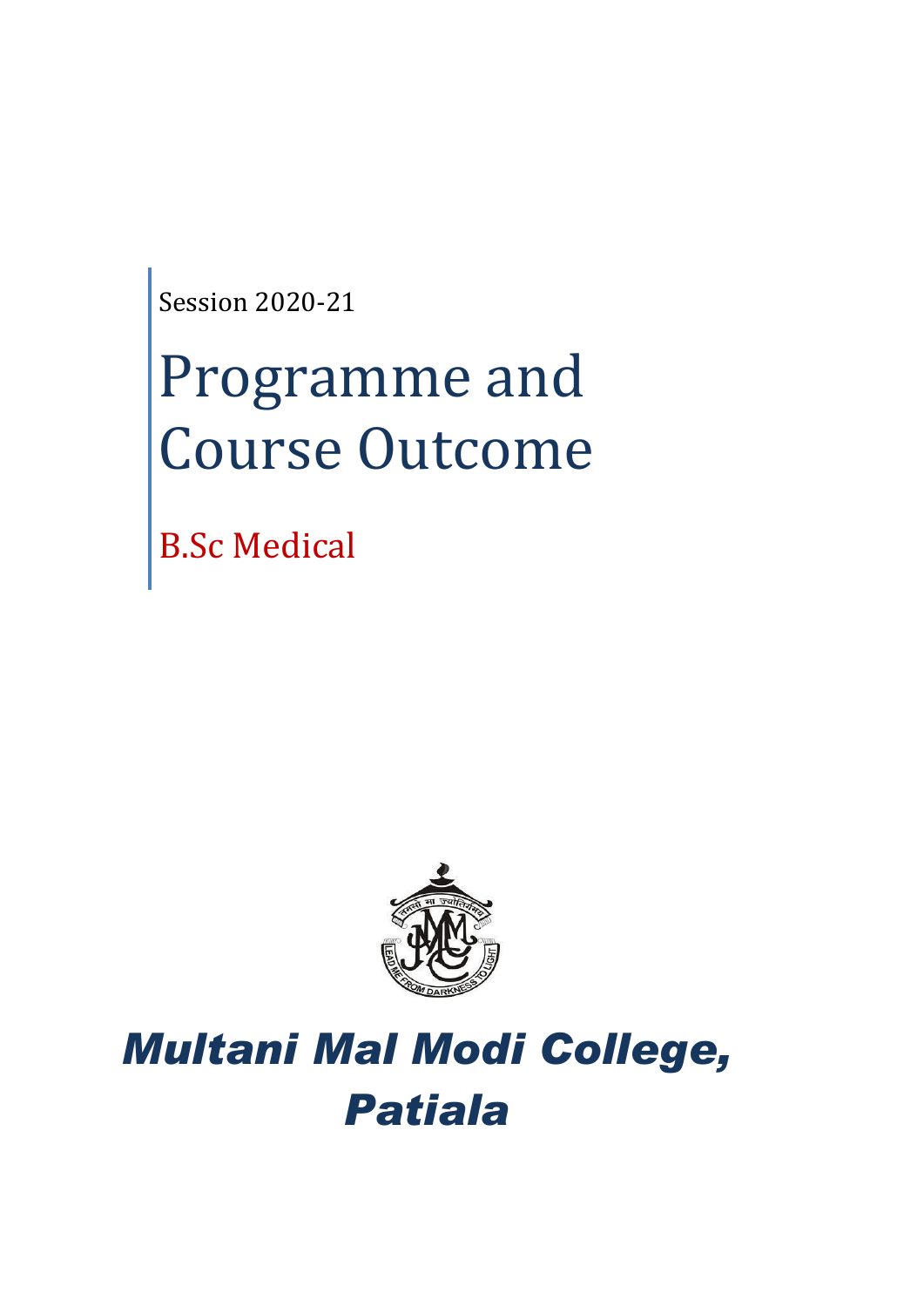Session 2020-21

# Programme and Course Outcome

## B.Sc Medical

# *Multani Mal Modi College, Patiala*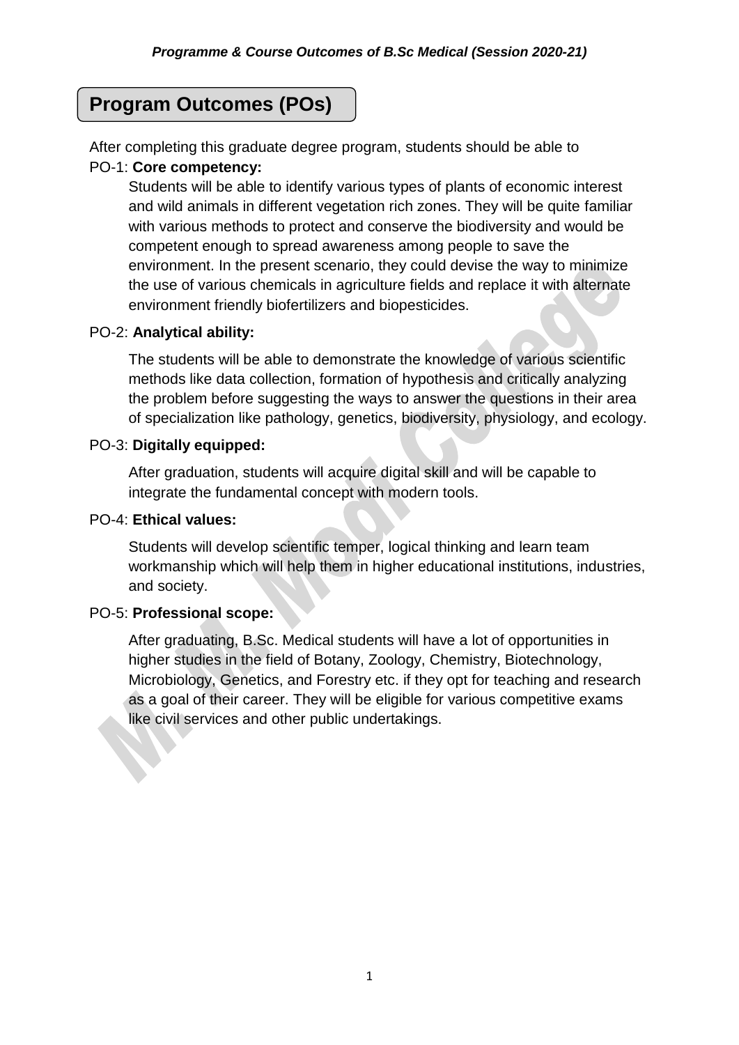## Program Outcomes (POs)

After completing this graduate degree program, students should be able to

PO-1: **Core competency:**

Students will be able to identify various types of plants of economic interest and wild animals in different vegetation rich zones. They will be quite familiar with various methods to protect and conserve the biodiversity and would be competent enough to spread awareness among people to save the environment. In the present scenario, they could devise the way to minimize the use of various chemicals in agriculture fields and replace it with alternate environment friendly biofertilizers and biopesticides.

PO-2: **Analytical ability:**

The students will be able to demonstrate the knowledge of various scientific methods like data collection, formation of hypothesis and critically analyzing the problem before suggesting the ways to answer the questions in their area of specialization like pathology, genetics, biodiversity, physiology, and ecology.

PO-3: **Digitally equipped:**

After graduation, students will acquire digital skill and will be capable to integrate the fundamental concept with modern tools.

PO-4: **Ethical values:**

Students will develop scientific temper, logical thinking and learn team workmanship which will help them in higher educational institutions, industries, and society.

PO-5: **Professional scope:**

After graduating, B.Sc. Medical students will have a lot of opportunities in higher studies in the field of Botany, Zoology, Chemistry, Biotechnology, Microbiology, Genetics, and Forestry etc. if they opt for teaching and research as a goal of their career. They will be eligible for various competitive exams like civil services and other public undertakings.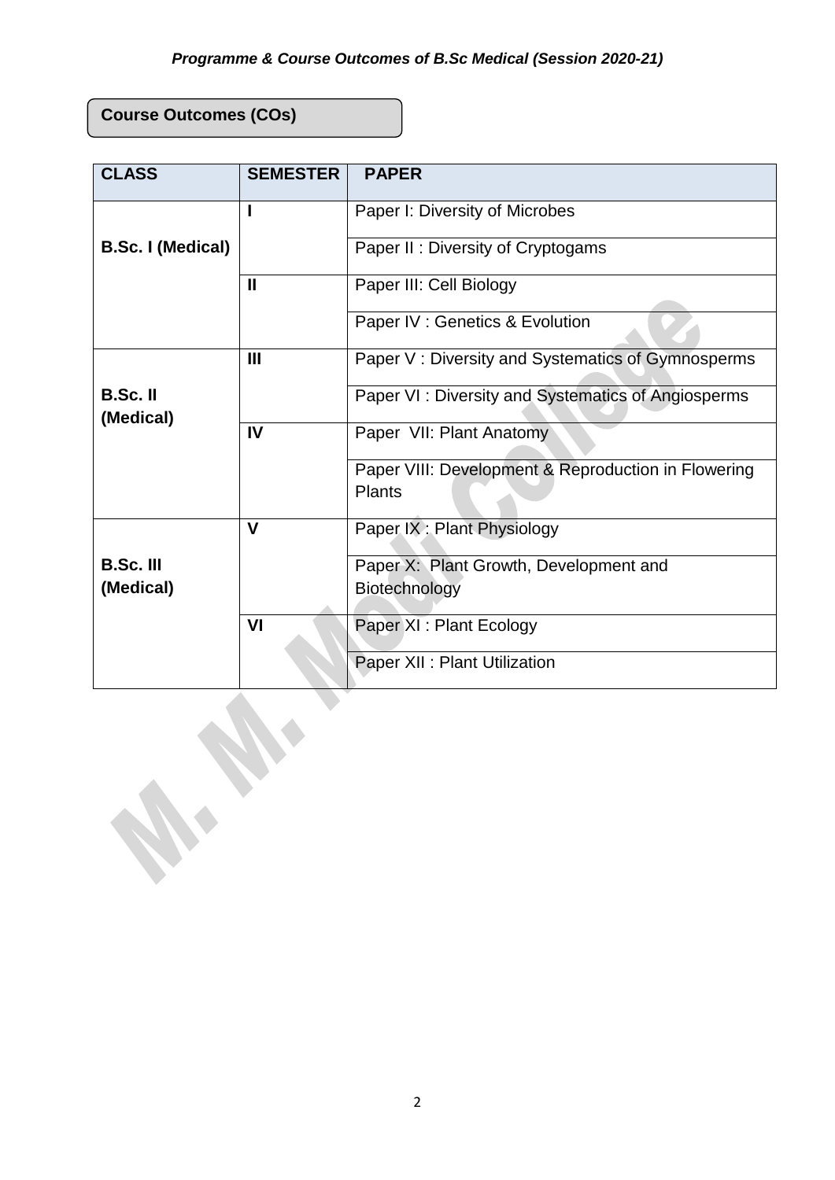*Programme & Course Outcomes of B.Sc Medical (Session 2020-21)*

## Course Outcomes (COs)

| CLASS | SEMESTER | PAPER |
|---|---|---|
| B.Sc. I (Medical) | I | Paper I: Diversity of Microbes |
| | | Paper II : Diversity of Cryptogams |
| | II | Paper III: Cell Biology |
| | | Paper IV : Genetics & Evolution |
| B.Sc. II (Medical) | III | Paper V : Diversity and Systematics of Gymnosperms |
| | | Paper VI : Diversity and Systematics of Angiosperms |
| | IV | Paper VII: Plant Anatomy |
| | | Paper VIII: Development & Reproduction in Flowering Plants |
| B.Sc. III (Medical) | V | Paper IX : Plant Physiology |
| | | Paper X: Plant Growth, Development and Biotechnology |
| | VI | Paper XI : Plant Ecology |
| | | Paper XII : Plant Utilization |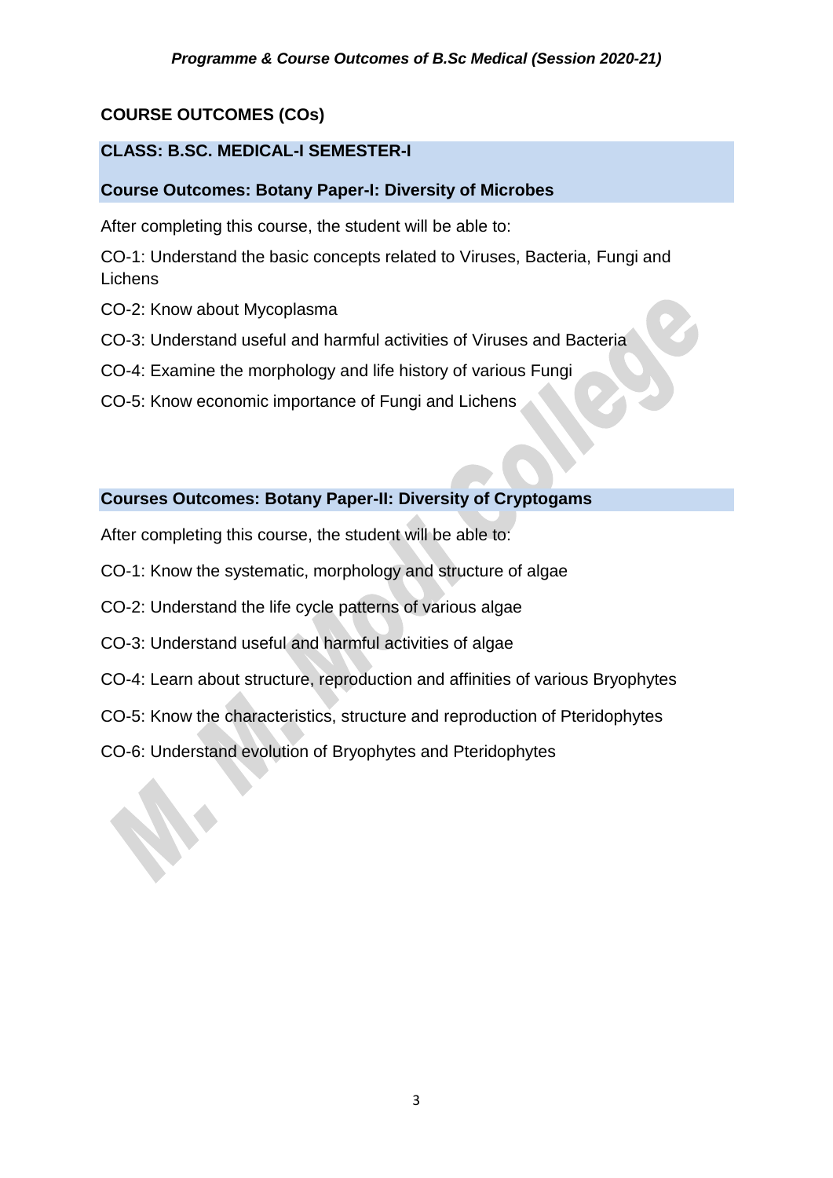## COURSE OUTCOMES (COs)

### CLASS: B.SC. MEDICAL-I SEMESTER-I

### Course Outcomes: Botany Paper-I: Diversity of Microbes

After completing this course, the student will be able to:

CO-1: Understand the basic concepts related to Viruses, Bacteria, Fungi and Lichens

CO-2: Know about Mycoplasma

CO-3: Understand useful and harmful activities of Viruses and Bacteria

CO-4: Examine the morphology and life history of various Fungi

CO-5: Know economic importance of Fungi and Lichens

### Courses Outcomes: Botany Paper-II: Diversity of Cryptogams

After completing this course, the student will be able to:

CO-1: Know the systematic, morphology and structure of algae

CO-2: Understand the life cycle patterns of various algae

CO-3: Understand useful and harmful activities of algae

CO-4: Learn about structure, reproduction and affinities of various Bryophytes

CO-5: Know the characteristics, structure and reproduction of Pteridophytes

CO-6: Understand evolution of Bryophytes and Pteridophytes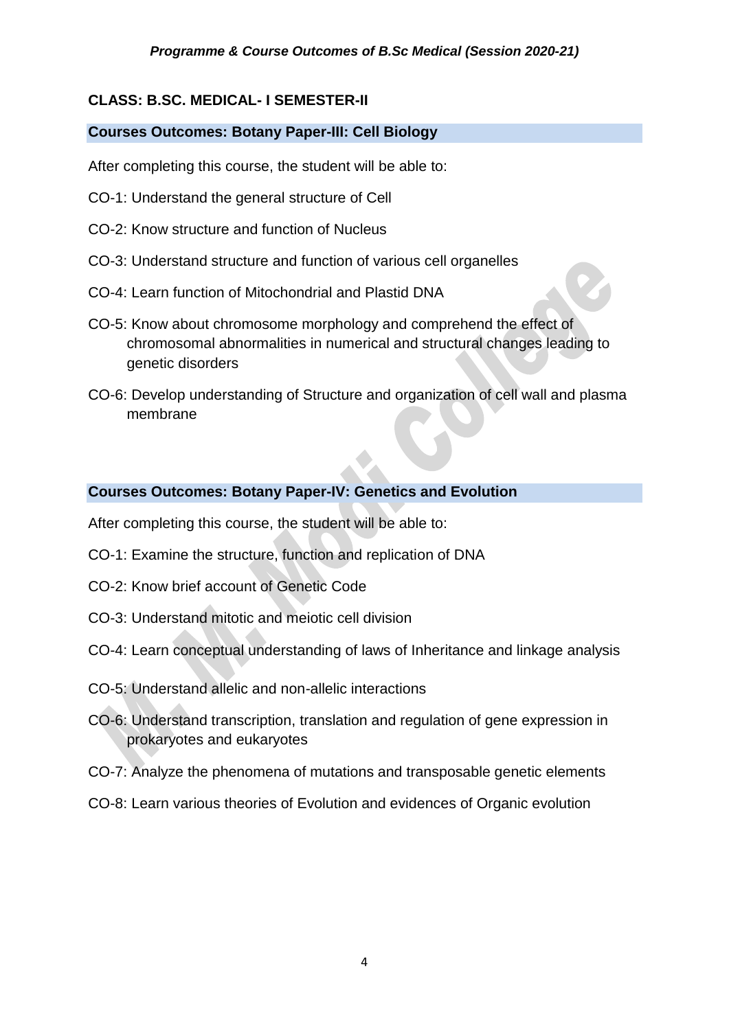## CLASS: B.SC. MEDICAL- I SEMESTER-II

### Courses Outcomes: Botany Paper-III: Cell Biology

After completing this course, the student will be able to:

CO-1: Understand the general structure of Cell

CO-2: Know structure and function of Nucleus

CO-3: Understand structure and function of various cell organelles

CO-4: Learn function of Mitochondrial and Plastid DNA

CO-5: Know about chromosome morphology and comprehend the effect of chromosomal abnormalities in numerical and structural changes leading to genetic disorders

CO-6: Develop understanding of Structure and organization of cell wall and plasma membrane

### Courses Outcomes: Botany Paper-IV: Genetics and Evolution

After completing this course, the student will be able to:

CO-1: Examine the structure, function and replication of DNA

CO-2: Know brief account of Genetic Code

CO-3: Understand mitotic and meiotic cell division

CO-4: Learn conceptual understanding of laws of Inheritance and linkage analysis

CO-5: Understand allelic and non-allelic interactions

CO-6: Understand transcription, translation and regulation of gene expression in prokaryotes and eukaryotes

CO-7: Analyze the phenomena of mutations and transposable genetic elements

CO-8: Learn various theories of Evolution and evidences of Organic evolution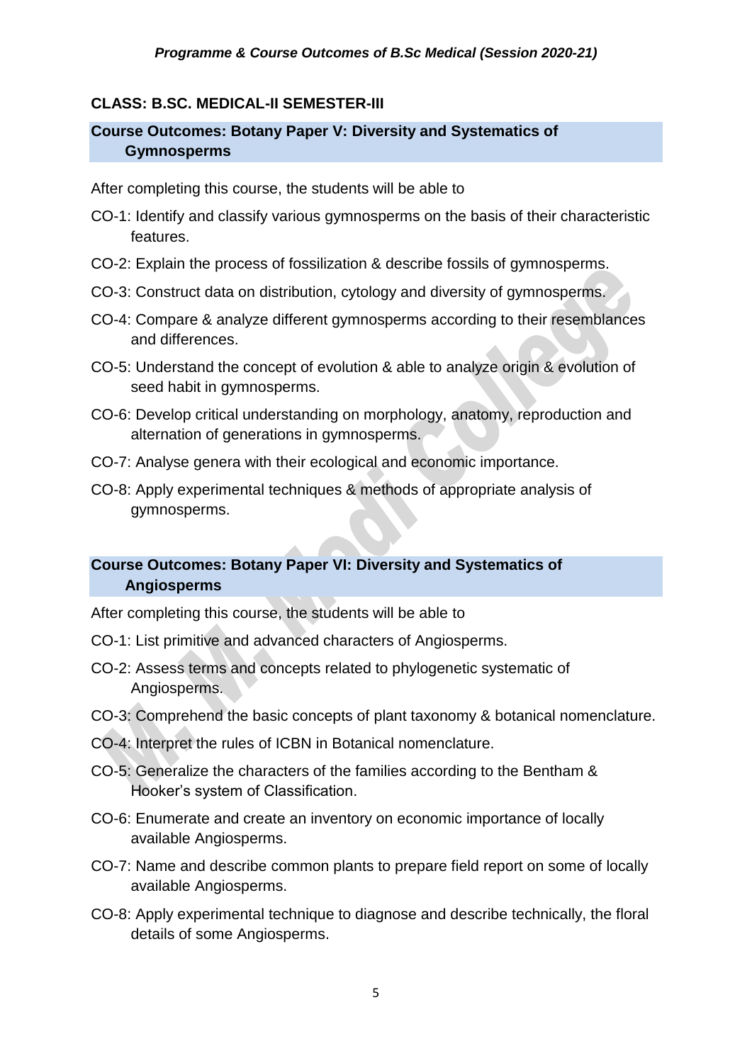### CLASS: B.SC. MEDICAL-II SEMESTER-III

#### Course Outcomes: Botany Paper V: Diversity and Systematics of Gymnosperms

After completing this course, the students will be able to

CO-1: Identify and classify various gymnosperms on the basis of their characteristic features.

CO-2: Explain the process of fossilization & describe fossils of gymnosperms.

CO-3: Construct data on distribution, cytology and diversity of gymnosperms.

CO-4: Compare & analyze different gymnosperms according to their resemblances and differences.

CO-5: Understand the concept of evolution & able to analyze origin & evolution of seed habit in gymnosperms.

CO-6: Develop critical understanding on morphology, anatomy, reproduction and alternation of generations in gymnosperms.

CO-7: Analyse genera with their ecological and economic importance.

CO-8: Apply experimental techniques & methods of appropriate analysis of gymnosperms.

#### Course Outcomes: Botany Paper VI: Diversity and Systematics of Angiosperms

After completing this course, the students will be able to

CO-1: List primitive and advanced characters of Angiosperms.

CO-2: Assess terms and concepts related to phylogenetic systematic of Angiosperms.

CO-3: Comprehend the basic concepts of plant taxonomy & botanical nomenclature.

CO-4: Interpret the rules of ICBN in Botanical nomenclature.

CO-5: Generalize the characters of the families according to the Bentham & Hooker's system of Classification.

CO-6: Enumerate and create an inventory on economic importance of locally available Angiosperms.

CO-7: Name and describe common plants to prepare field report on some of locally available Angiosperms.

CO-8: Apply experimental technique to diagnose and describe technically, the floral details of some Angiosperms.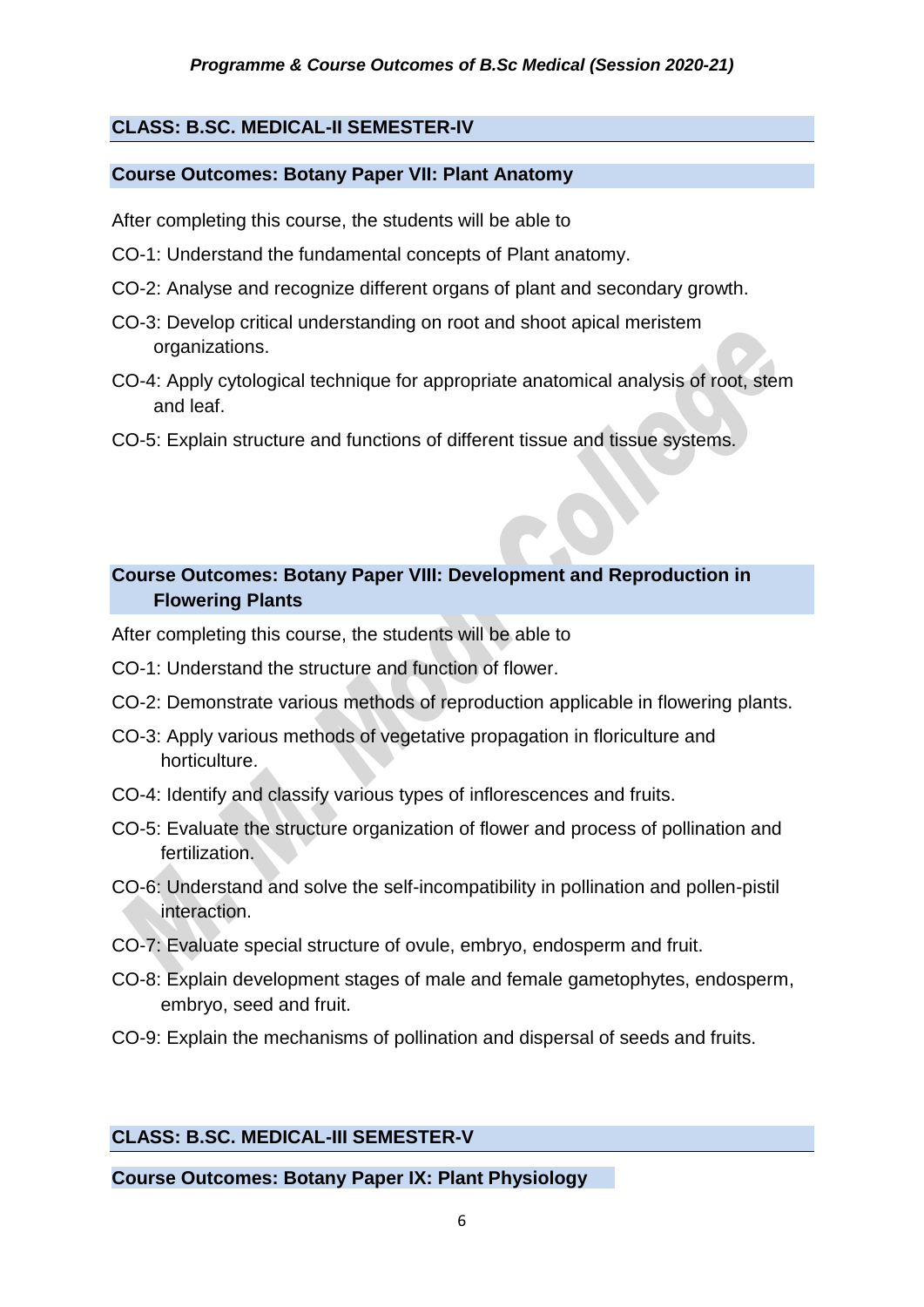## CLASS: B.SC. MEDICAL-II SEMESTER-IV

### Course Outcomes: Botany Paper VII: Plant Anatomy

After completing this course, the students will be able to

CO-1: Understand the fundamental concepts of Plant anatomy.

CO-2: Analyse and recognize different organs of plant and secondary growth.

CO-3: Develop critical understanding on root and shoot apical meristem organizations.

CO-4: Apply cytological technique for appropriate anatomical analysis of root, stem and leaf.

CO-5: Explain structure and functions of different tissue and tissue systems.

### Course Outcomes: Botany Paper VIII: Development and Reproduction in Flowering Plants

After completing this course, the students will be able to

CO-1: Understand the structure and function of flower.

CO-2: Demonstrate various methods of reproduction applicable in flowering plants.

CO-3: Apply various methods of vegetative propagation in floriculture and horticulture.

CO-4: Identify and classify various types of inflorescences and fruits.

CO-5: Evaluate the structure organization of flower and process of pollination and fertilization.

CO-6: Understand and solve the self-incompatibility in pollination and pollen-pistil interaction.

CO-7: Evaluate special structure of ovule, embryo, endosperm and fruit.

CO-8: Explain development stages of male and female gametophytes, endosperm, embryo, seed and fruit.

CO-9: Explain the mechanisms of pollination and dispersal of seeds and fruits.

## CLASS: B.SC. MEDICAL-III SEMESTER-V

### Course Outcomes: Botany Paper IX: Plant Physiology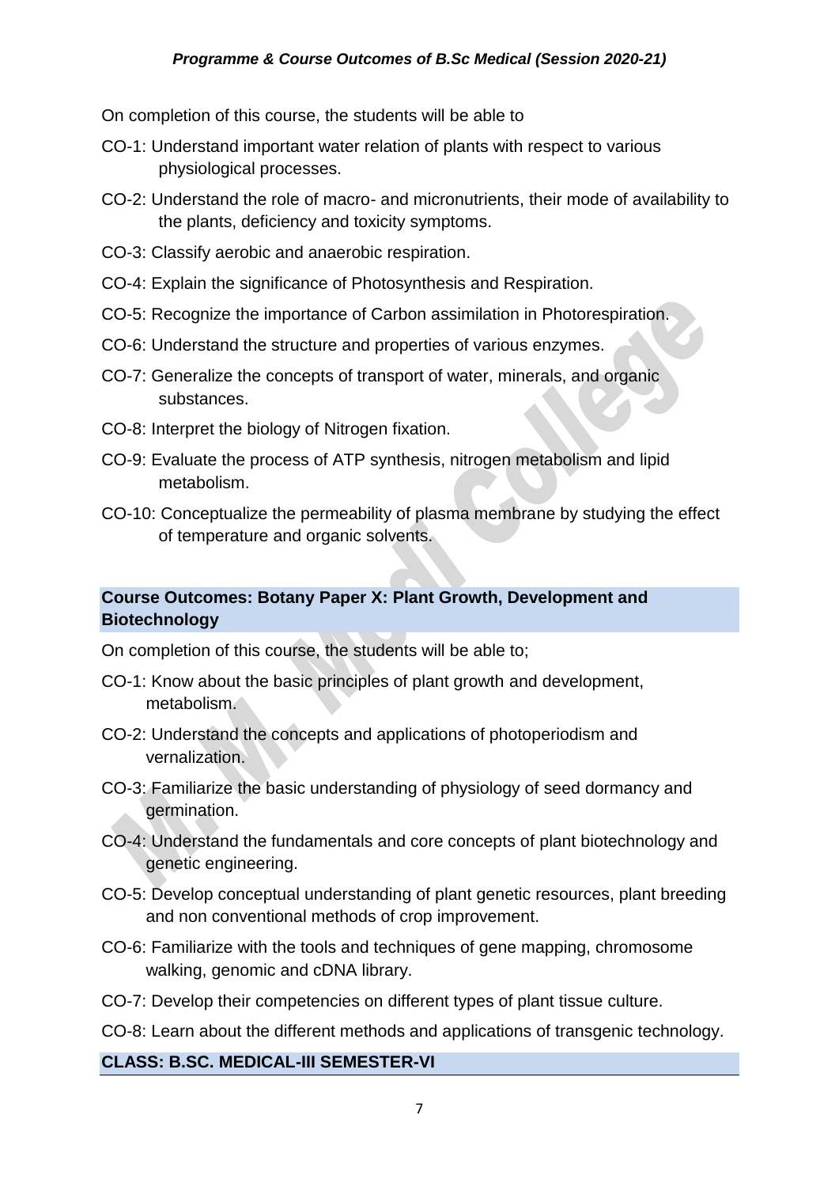On completion of this course, the students will be able to

CO-1: Understand important water relation of plants with respect to various physiological processes.

CO-2: Understand the role of macro- and micronutrients, their mode of availability to the plants, deficiency and toxicity symptoms.

CO-3: Classify aerobic and anaerobic respiration.

CO-4: Explain the significance of Photosynthesis and Respiration.

CO-5: Recognize the importance of Carbon assimilation in Photorespiration.

CO-6: Understand the structure and properties of various enzymes.

CO-7: Generalize the concepts of transport of water, minerals, and organic substances.

CO-8: Interpret the biology of Nitrogen fixation.

CO-9: Evaluate the process of ATP synthesis, nitrogen metabolism and lipid metabolism.

CO-10: Conceptualize the permeability of plasma membrane by studying the effect of temperature and organic solvents.

**Course Outcomes: Botany Paper X: Plant Growth, Development and Biotechnology**

On completion of this course, the students will be able to;

CO-1: Know about the basic principles of plant growth and development, metabolism.

CO-2: Understand the concepts and applications of photoperiodism and vernalization.

CO-3: Familiarize the basic understanding of physiology of seed dormancy and germination.

CO-4: Understand the fundamentals and core concepts of plant biotechnology and genetic engineering.

CO-5: Develop conceptual understanding of plant genetic resources, plant breeding and non conventional methods of crop improvement.

CO-6: Familiarize with the tools and techniques of gene mapping, chromosome walking, genomic and cDNA library.

CO-7: Develop their competencies on different types of plant tissue culture.

CO-8: Learn about the different methods and applications of transgenic technology.

**CLASS: B.SC. MEDICAL-III SEMESTER-VI**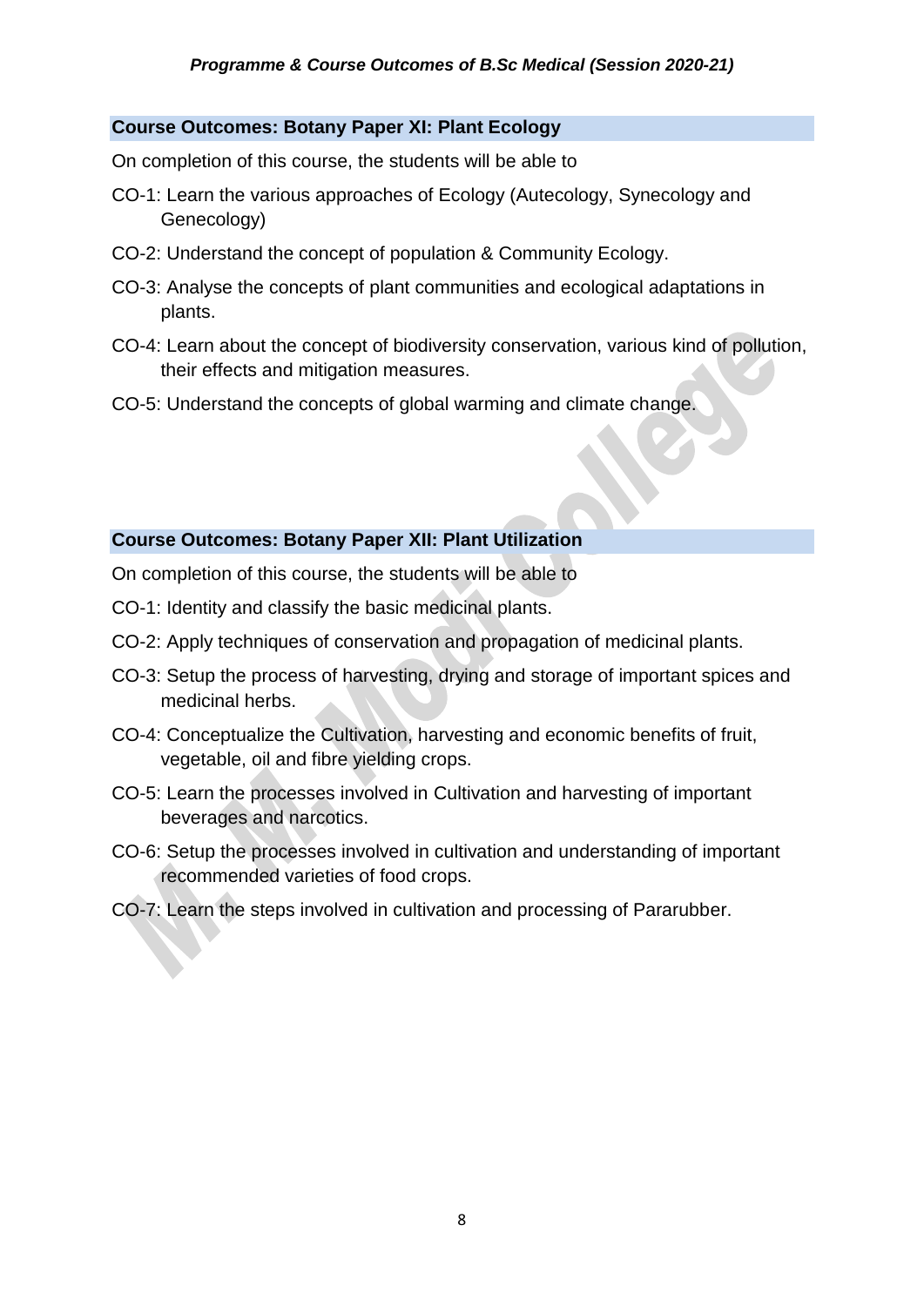## Course Outcomes: Botany Paper XI: Plant Ecology

On completion of this course, the students will be able to

CO-1: Learn the various approaches of Ecology (Autecology, Synecology and Genecology)

CO-2: Understand the concept of population & Community Ecology.

CO-3: Analyse the concepts of plant communities and ecological adaptations in plants.

CO-4: Learn about the concept of biodiversity conservation, various kind of pollution, their effects and mitigation measures.

CO-5: Understand the concepts of global warming and climate change.

## Course Outcomes: Botany Paper XII: Plant Utilization

On completion of this course, the students will be able to

CO-1: Identity and classify the basic medicinal plants.

CO-2: Apply techniques of conservation and propagation of medicinal plants.

CO-3: Setup the process of harvesting, drying and storage of important spices and medicinal herbs.

CO-4: Conceptualize the Cultivation, harvesting and economic benefits of fruit, vegetable, oil and fibre yielding crops.

CO-5: Learn the processes involved in Cultivation and harvesting of important beverages and narcotics.

CO-6: Setup the processes involved in cultivation and understanding of important recommended varieties of food crops.

CO-7: Learn the steps involved in cultivation and processing of Pararubber.